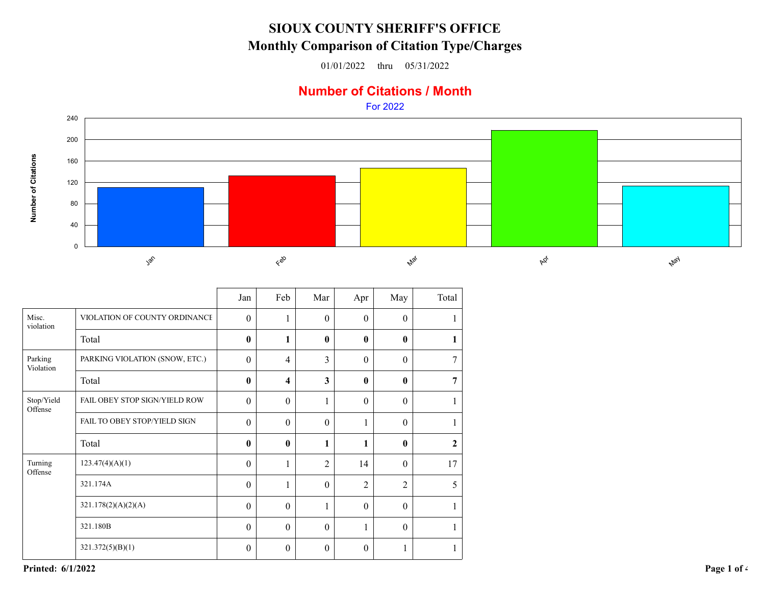# SIOUX COUNTY SHERIFF'S OFFICE

## Monthly Comparison of Citation Type/Charges

01/01/2022 thru 05/31/2022

### Number of Citations / Month

For 2022

| | | Jan | Feb | Mar | Apr | May | Total |
|---|---|---|---|---|---|---|---|
| Misc. violation | VIOLATION OF COUNTY ORDINANCE | 0 | 1 | 0 | 0 | 0 | 1 |
| | Total | **0** | **1** | **0** | **0** | **0** | **1** |
| Parking Violation | PARKING VIOLATION (SNOW, ETC.) | 0 | 4 | 3 | 0 | 0 | 7 |
| | Total | **0** | **4** | **3** | **0** | **0** | **7** |
| Stop/Yield Offense | FAIL OBEY STOP SIGN/YIELD ROW | 0 | 0 | 1 | 0 | 0 | 1 |
| | FAIL TO OBEY STOP/YIELD SIGN | 0 | 0 | 0 | 1 | 0 | 1 |
| | Total | **0** | **0** | **1** | **1** | **0** | **2** |
| Turning Offense | 123.47(4)(A)(1) | 0 | 1 | 2 | 14 | 0 | 17 |
| | 321.174A | 0 | 1 | 0 | 2 | 2 | 5 |
| | 321.178(2)(A)(2)(A) | 0 | 0 | 1 | 0 | 0 | 1 |
| | 321.180B | 0 | 0 | 0 | 1 | 0 | 1 |
| | 321.372(5)(B)(1) | 0 | 0 | 0 | 0 | 1 | 1 |

**Printed: 6/1/2022**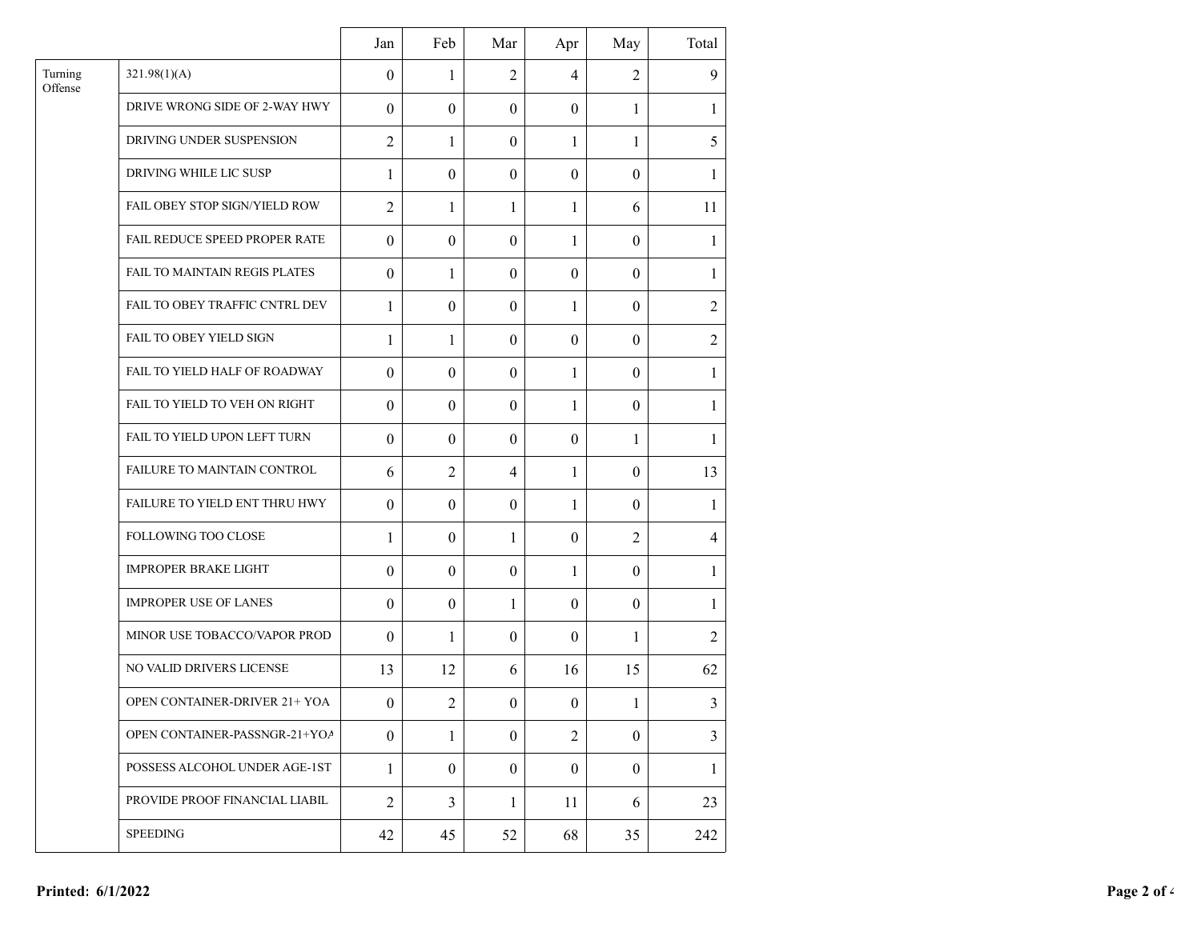| | | Jan | Feb | Mar | Apr | May | Total |
|---|---|---|---|---|---|---|---|
| Turning Offense | 321.98(1)(A) | 0 | 1 | 2 | 4 | 2 | 9 |
| | DRIVE WRONG SIDE OF 2-WAY HWY | 0 | 0 | 0 | 0 | 1 | 1 |
| | DRIVING UNDER SUSPENSION | 2 | 1 | 0 | 1 | 1 | 5 |
| | DRIVING WHILE LIC SUSP | 1 | 0 | 0 | 0 | 0 | 1 |
| | FAIL OBEY STOP SIGN/YIELD ROW | 2 | 1 | 1 | 1 | 6 | 11 |
| | FAIL REDUCE SPEED PROPER RATE | 0 | 0 | 0 | 1 | 0 | 1 |
| | FAIL TO MAINTAIN REGIS PLATES | 0 | 1 | 0 | 0 | 0 | 1 |
| | FAIL TO OBEY TRAFFIC CNTRL DEV | 1 | 0 | 0 | 1 | 0 | 2 |
| | FAIL TO OBEY YIELD SIGN | 1 | 1 | 0 | 0 | 0 | 2 |
| | FAIL TO YIELD HALF OF ROADWAY | 0 | 0 | 0 | 1 | 0 | 1 |
| | FAIL TO YIELD TO VEH ON RIGHT | 0 | 0 | 0 | 1 | 0 | 1 |
| | FAIL TO YIELD UPON LEFT TURN | 0 | 0 | 0 | 0 | 1 | 1 |
| | FAILURE TO MAINTAIN CONTROL | 6 | 2 | 4 | 1 | 0 | 13 |
| | FAILURE TO YIELD ENT THRU HWY | 0 | 0 | 0 | 1 | 0 | 1 |
| | FOLLOWING TOO CLOSE | 1 | 0 | 1 | 0 | 2 | 4 |
| | IMPROPER BRAKE LIGHT | 0 | 0 | 0 | 1 | 0 | 1 |
| | IMPROPER USE OF LANES | 0 | 0 | 1 | 0 | 0 | 1 |
| | MINOR USE TOBACCO/VAPOR PROD | 0 | 1 | 0 | 0 | 1 | 2 |
| | NO VALID DRIVERS LICENSE | 13 | 12 | 6 | 16 | 15 | 62 |
| | OPEN CONTAINER-DRIVER 21+ YOA | 0 | 2 | 0 | 0 | 1 | 3 |
| | OPEN CONTAINER-PASSNGR-21+YOA | 0 | 1 | 0 | 2 | 0 | 3 |
| | POSSESS ALCOHOL UNDER AGE-1ST | 1 | 0 | 0 | 0 | 0 | 1 |
| | PROVIDE PROOF FINANCIAL LIABIL | 2 | 3 | 1 | 11 | 6 | 23 |
| | SPEEDING | 42 | 45 | 52 | 68 | 35 | 242 |

**Printed: 6/1/2022**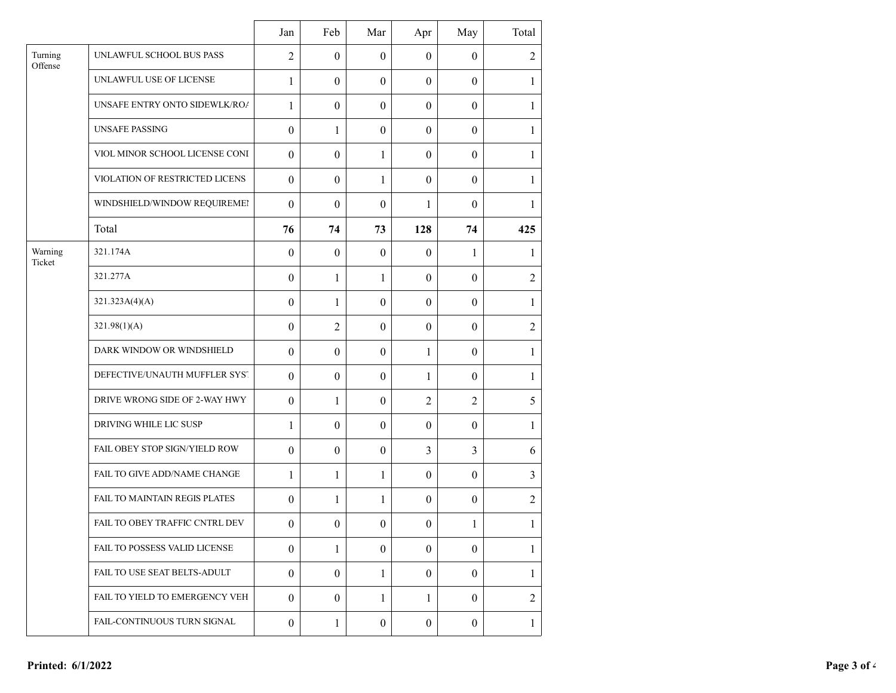| | | Jan | Feb | Mar | Apr | May | Total |
|---|---|---|---|---|---|---|---|
| Turning Offense | UNLAWFUL SCHOOL BUS PASS | 2 | 0 | 0 | 0 | 0 | 2 |
| | UNLAWFUL USE OF LICENSE | 1 | 0 | 0 | 0 | 0 | 1 |
| | UNSAFE ENTRY ONTO SIDEWLK/ROA | 1 | 0 | 0 | 0 | 0 | 1 |
| | UNSAFE PASSING | 0 | 1 | 0 | 0 | 0 | 1 |
| | VIOL MINOR SCHOOL LICENSE CONI | 0 | 0 | 1 | 0 | 0 | 1 |
| | VIOLATION OF RESTRICTED LICENS | 0 | 0 | 1 | 0 | 0 | 1 |
| | WINDSHIELD/WINDOW REQUIREMEI | 0 | 0 | 0 | 1 | 0 | 1 |
| | Total | **76** | **74** | **73** | **128** | **74** | **425** |
| Warning Ticket | 321.174A | 0 | 0 | 0 | 0 | 1 | 1 |
| | 321.277A | 0 | 1 | 1 | 0 | 0 | 2 |
| | 321.323A(4)(A) | 0 | 1 | 0 | 0 | 0 | 1 |
| | 321.98(1)(A) | 0 | 2 | 0 | 0 | 0 | 2 |
| | DARK WINDOW OR WINDSHIELD | 0 | 0 | 0 | 1 | 0 | 1 |
| | DEFECTIVE/UNAUTH MUFFLER SYST | 0 | 0 | 0 | 1 | 0 | 1 |
| | DRIVE WRONG SIDE OF 2-WAY HWY | 0 | 1 | 0 | 2 | 2 | 5 |
| | DRIVING WHILE LIC SUSP | 1 | 0 | 0 | 0 | 0 | 1 |
| | FAIL OBEY STOP SIGN/YIELD ROW | 0 | 0 | 0 | 3 | 3 | 6 |
| | FAIL TO GIVE ADD/NAME CHANGE | 1 | 1 | 1 | 0 | 0 | 3 |
| | FAIL TO MAINTAIN REGIS PLATES | 0 | 1 | 1 | 0 | 0 | 2 |
| | FAIL TO OBEY TRAFFIC CNTRL DEV | 0 | 0 | 0 | 0 | 1 | 1 |
| | FAIL TO POSSESS VALID LICENSE | 0 | 1 | 0 | 0 | 0 | 1 |
| | FAIL TO USE SEAT BELTS-ADULT | 0 | 0 | 1 | 0 | 0 | 1 |
| | FAIL TO YIELD TO EMERGENCY VEH | 0 | 0 | 1 | 1 | 0 | 2 |
| | FAIL-CONTINUOUS TURN SIGNAL | 0 | 1 | 0 | 0 | 0 | 1 |

**Printed: 6/1/2022**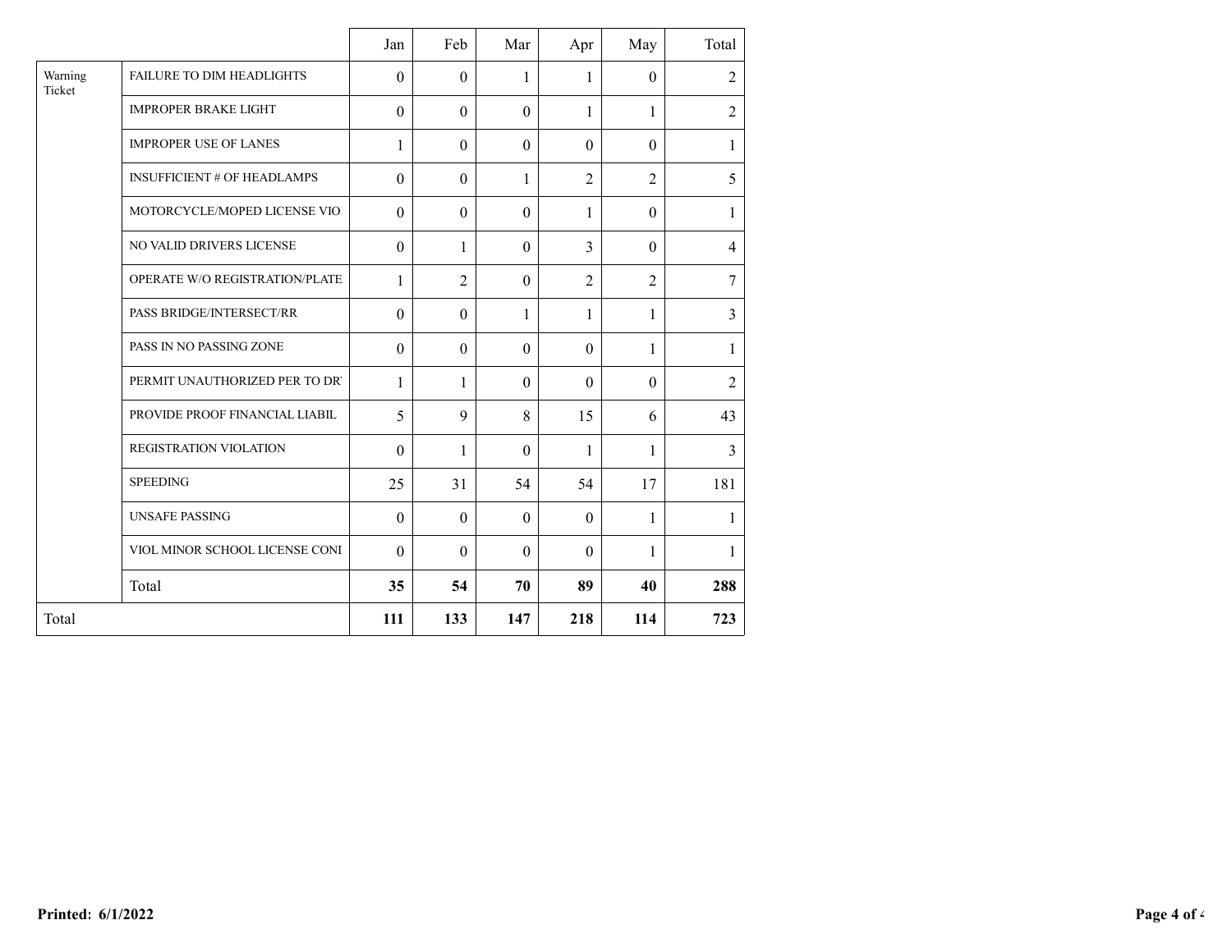| | | Jan | Feb | Mar | Apr | May | Total |
|---|---|---|---|---|---|---|---|
| Warning Ticket | FAILURE TO DIM HEADLIGHTS | 0 | 0 | 1 | 1 | 0 | 2 |
| | IMPROPER BRAKE LIGHT | 0 | 0 | 0 | 1 | 1 | 2 |
| | IMPROPER USE OF LANES | 1 | 0 | 0 | 0 | 0 | 1 |
| | INSUFFICIENT # OF HEADLAMPS | 0 | 0 | 1 | 2 | 2 | 5 |
| | MOTORCYCLE/MOPED LICENSE VIO | 0 | 0 | 0 | 1 | 0 | 1 |
| | NO VALID DRIVERS LICENSE | 0 | 1 | 0 | 3 | 0 | 4 |
| | OPERATE W/O REGISTRATION/PLATE | 1 | 2 | 0 | 2 | 2 | 7 |
| | PASS BRIDGE/INTERSECT/RR | 0 | 0 | 1 | 1 | 1 | 3 |
| | PASS IN NO PASSING ZONE | 0 | 0 | 0 | 0 | 1 | 1 |
| | PERMIT UNAUTHORIZED PER TO DR | 1 | 1 | 0 | 0 | 0 | 2 |
| | PROVIDE PROOF FINANCIAL LIABIL | 5 | 9 | 8 | 15 | 6 | 43 |
| | REGISTRATION VIOLATION | 0 | 1 | 0 | 1 | 1 | 3 |
| | SPEEDING | 25 | 31 | 54 | 54 | 17 | 181 |
| | UNSAFE PASSING | 0 | 0 | 0 | 0 | 1 | 1 |
| | VIOL MINOR SCHOOL LICENSE CONI | 0 | 0 | 0 | 0 | 1 | 1 |
| | Total | **35** | **54** | **70** | **89** | **40** | **288** |
| Total | | **111** | **133** | **147** | **218** | **114** | **723** |

**Printed: 6/1/2022**